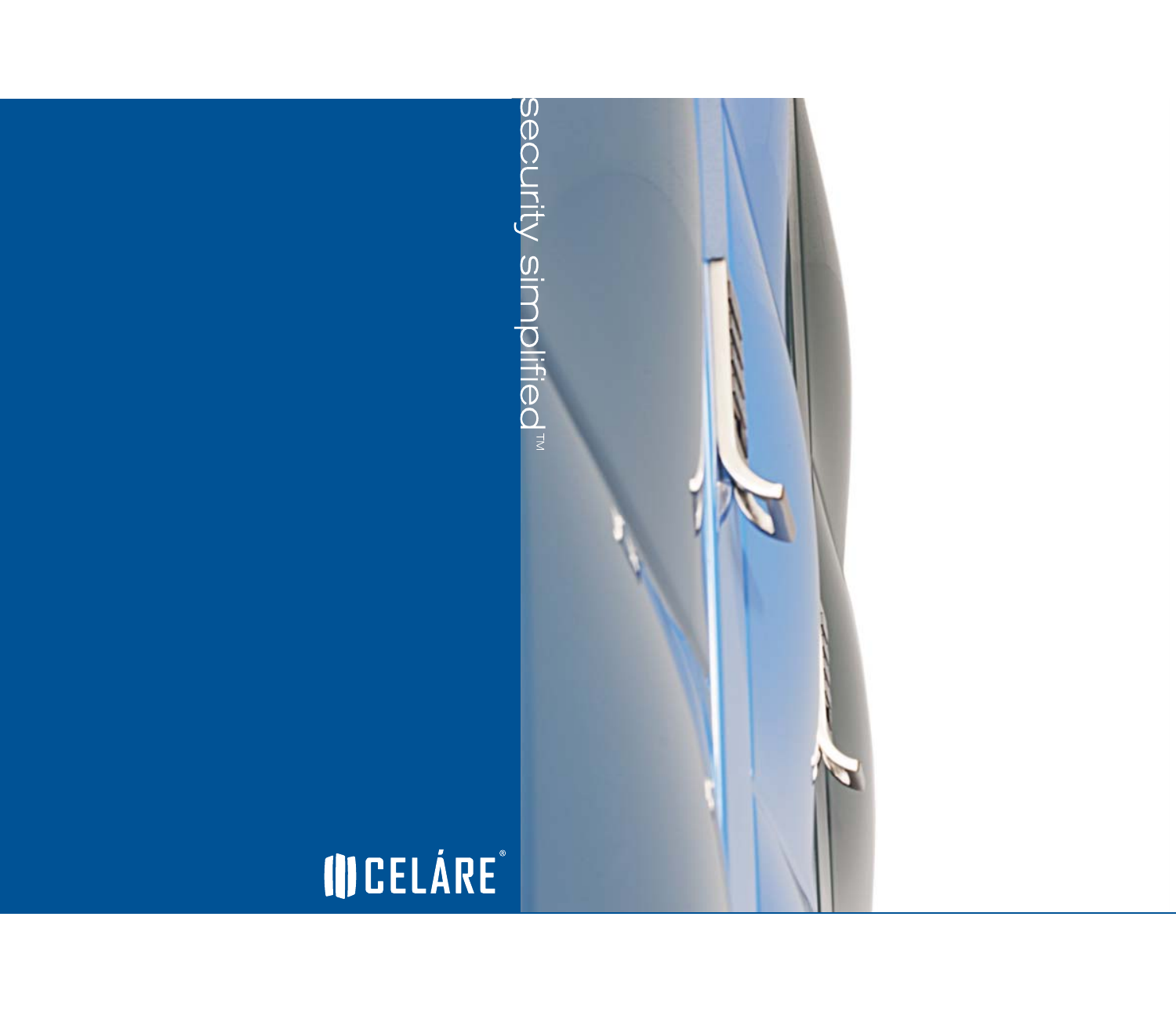security simplified™

CELÁRE®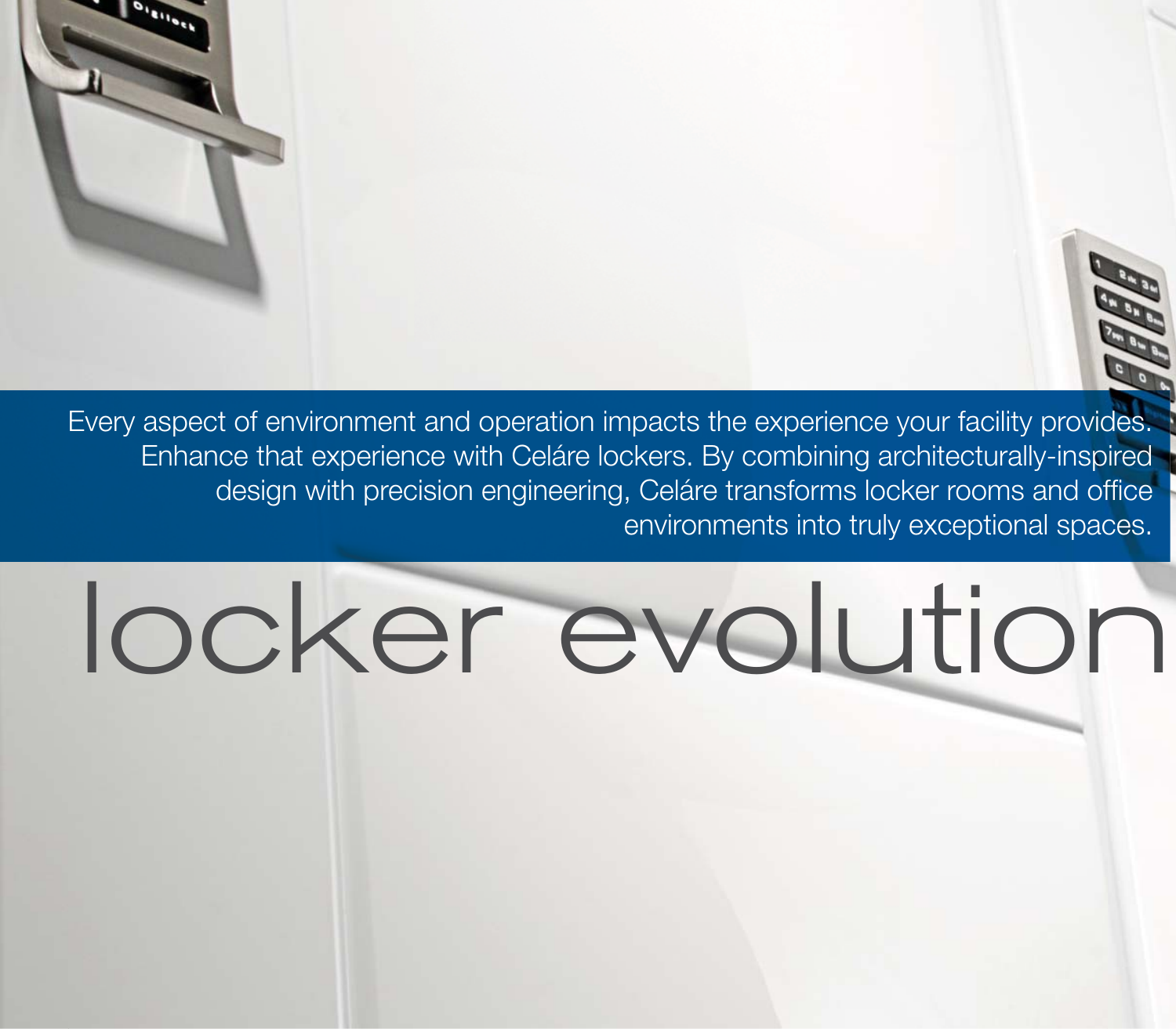Every aspect of environment and operation impacts the experience your facility provides. Enhance that experience with Celáre lockers. By combining architecturally-inspired design with precision engineering, Celáre transforms locker rooms and office environments into truly exceptional spaces.

# locker evolution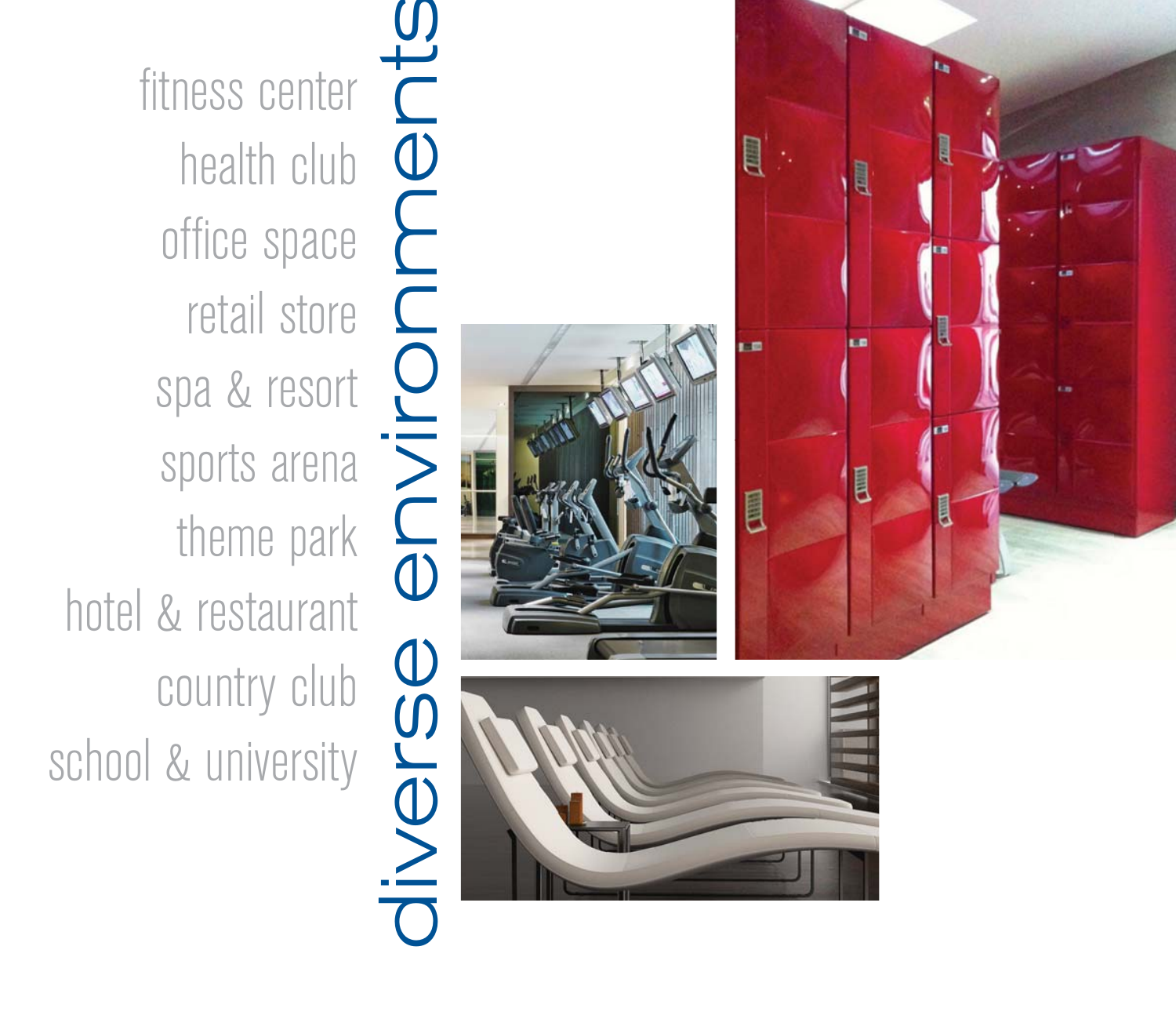## diverse environments

fitness center

health club

office space

retail store

spa & resort

sports arena

theme park

hotel & restaurant

country club

school & university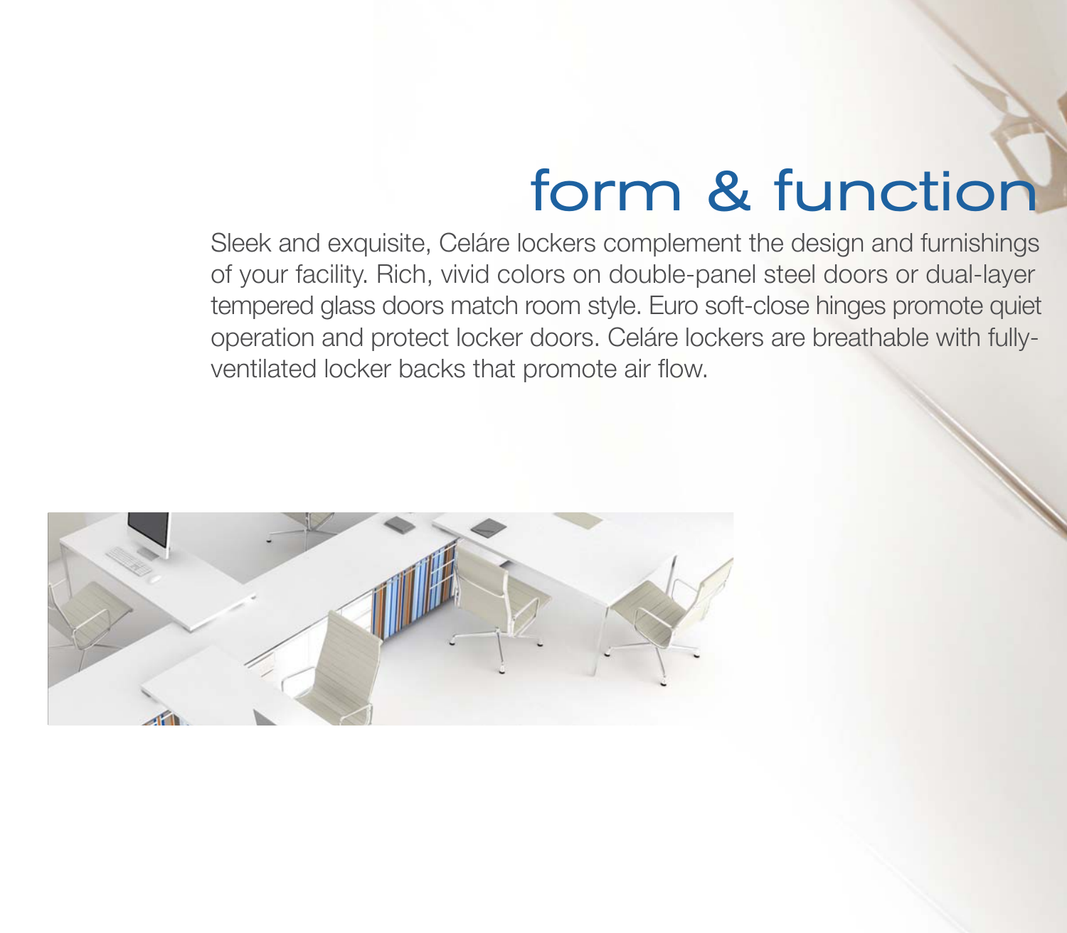# form & function

Sleek and exquisite, Celáre lockers complement the design and furnishings of your facility. Rich, vivid colors on double-panel steel doors or dual-layer tempered glass doors match room style. Euro soft-close hinges promote quiet operation and protect locker doors. Celáre lockers are breathable with fully-ventilated locker backs that promote air flow.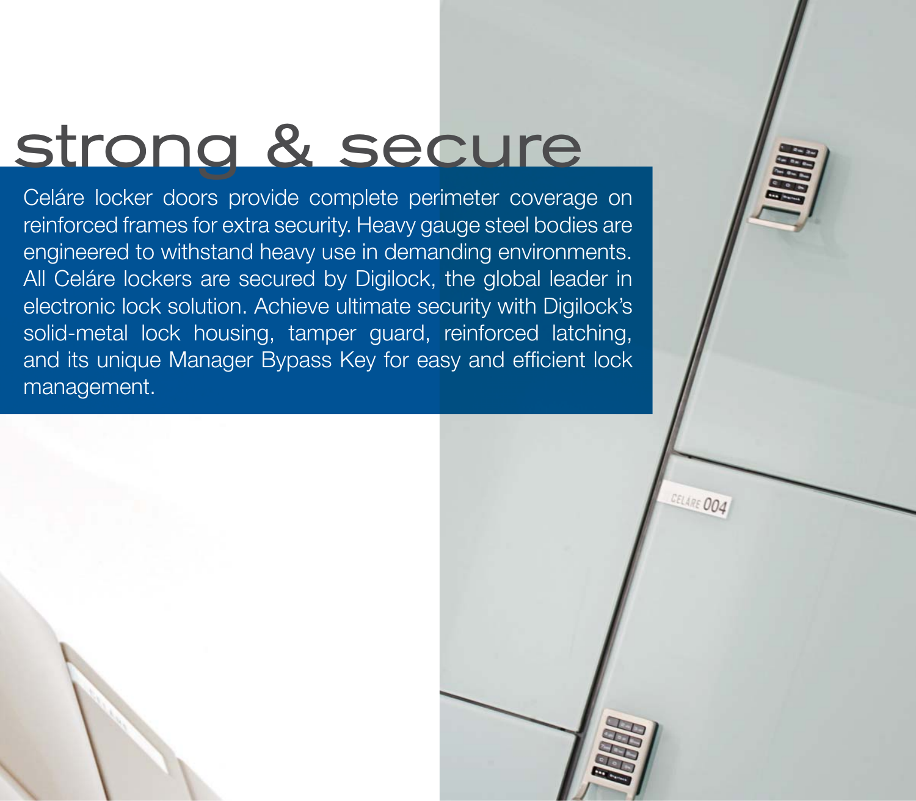# strong & secure

Celáre locker doors provide complete perimeter coverage on reinforced frames for extra security. Heavy gauge steel bodies are engineered to withstand heavy use in demanding environments. All Celáre lockers are secured by Digilock, the global leader in electronic lock solution. Achieve ultimate security with Digilock's solid-metal lock housing, tamper guard, reinforced latching, and its unique Manager Bypass Key for easy and efficient lock management.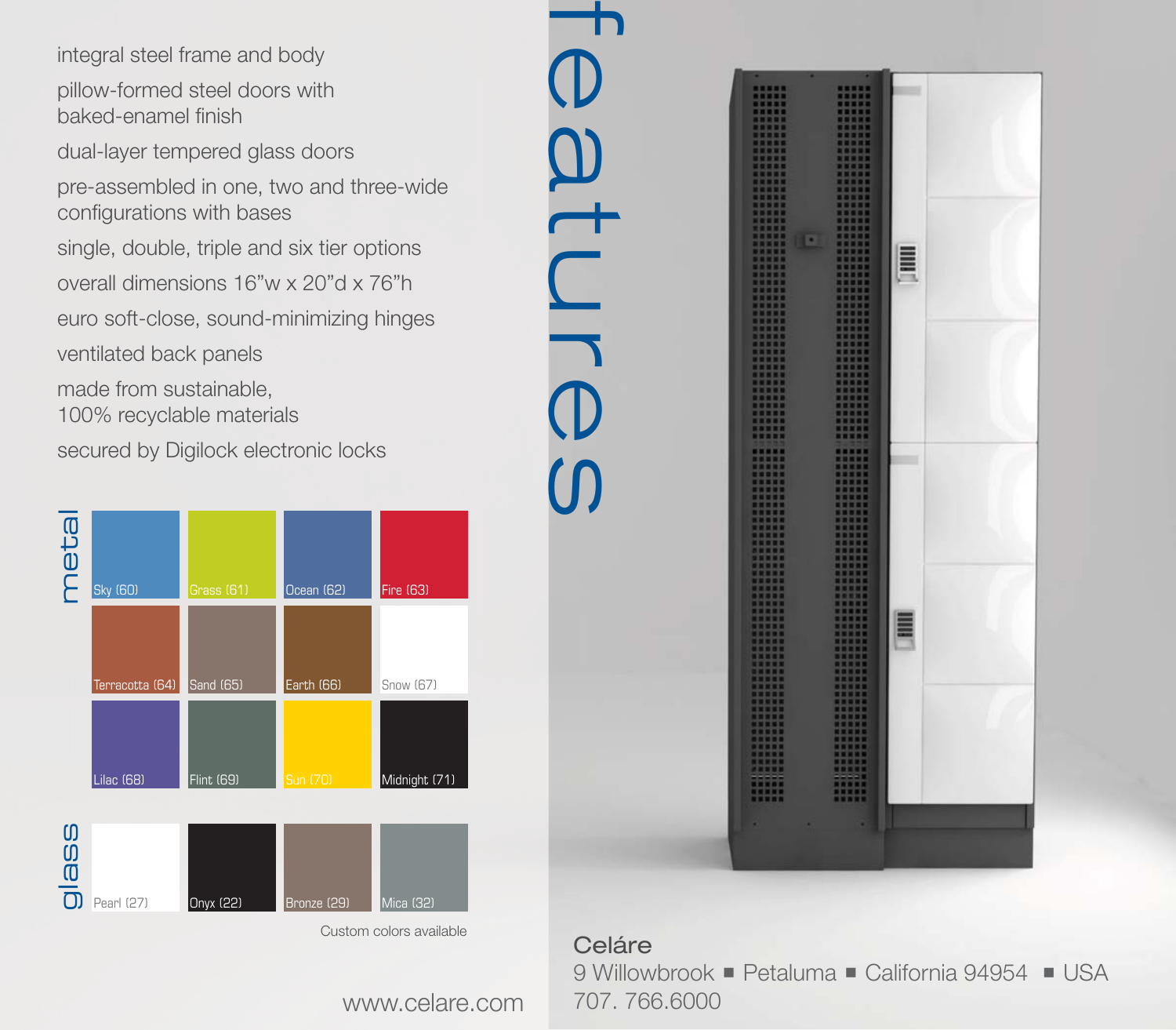# features

- integral steel frame and body
- pillow-formed steel doors with baked-enamel finish
- dual-layer tempered glass doors
- pre-assembled in one, two and three-wide configurations with bases
- single, double, triple and six tier options
- overall dimensions 16"w x 20"d x 76"h
- euro soft-close, sound-minimizing hinges
- ventilated back panels
- made from sustainable, 100% recyclable materials
- secured by Digilock electronic locks

## metal

Sky (60)
Grass (61)
Ocean (62)
Fire (63)
Terracotta (64)
Sand (65)
Earth (66)
Snow (67)
Lilac (68)
Flint (69)
Sun (70)
Midnight (71)

## glass

Pearl (27)
Onyx (22)
Bronze (29)
Mica (32)

Custom colors available

www.celare.com

**Celáre**
9 Willowbrook ■ Petaluma ■ California 94954 ■ USA
707. 766.6000